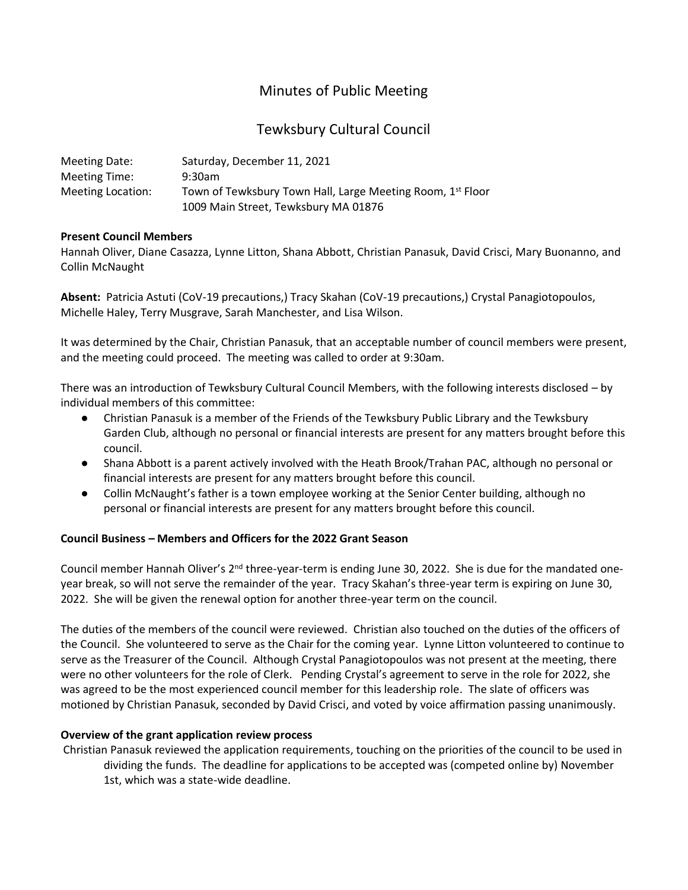# Minutes of Public Meeting

## Tewksbury Cultural Council

Meeting Date: Saturday, December 11, 2021
Meeting Time: 9:30am
Meeting Location: Town of Tewksbury Town Hall, Large Meeting Room, 1st Floor
1009 Main Street, Tewksbury MA 01876

**Present Council Members**
Hannah Oliver, Diane Casazza, Lynne Litton, Shana Abbott, Christian Panasuk, David Crisci, Mary Buonanno, and Collin McNaught

**Absent:** Patricia Astuti (CoV-19 precautions,) Tracy Skahan (CoV-19 precautions,) Crystal Panagiotopoulos, Michelle Haley, Terry Musgrave, Sarah Manchester, and Lisa Wilson.

It was determined by the Chair, Christian Panasuk, that an acceptable number of council members were present, and the meeting could proceed. The meeting was called to order at 9:30am.

There was an introduction of Tewksbury Cultural Council Members, with the following interests disclosed – by individual members of this committee:

- Christian Panasuk is a member of the Friends of the Tewksbury Public Library and the Tewksbury Garden Club, although no personal or financial interests are present for any matters brought before this council.
- Shana Abbott is a parent actively involved with the Heath Brook/Trahan PAC, although no personal or financial interests are present for any matters brought before this council.
- Collin McNaught's father is a town employee working at the Senior Center building, although no personal or financial interests are present for any matters brought before this council.

**Council Business – Members and Officers for the 2022 Grant Season**

Council member Hannah Oliver's 2nd three-year-term is ending June 30, 2022. She is due for the mandated one-year break, so will not serve the remainder of the year. Tracy Skahan's three-year term is expiring on June 30, 2022. She will be given the renewal option for another three-year term on the council.

The duties of the members of the council were reviewed. Christian also touched on the duties of the officers of the Council. She volunteered to serve as the Chair for the coming year. Lynne Litton volunteered to continue to serve as the Treasurer of the Council. Although Crystal Panagiotopoulos was not present at the meeting, there were no other volunteers for the role of Clerk. Pending Crystal's agreement to serve in the role for 2022, she was agreed to be the most experienced council member for this leadership role. The slate of officers was motioned by Christian Panasuk, seconded by David Crisci, and voted by voice affirmation passing unanimously.

**Overview of the grant application review process**

Christian Panasuk reviewed the application requirements, touching on the priorities of the council to be used in dividing the funds. The deadline for applications to be accepted was (competed online by) November 1st, which was a state-wide deadline.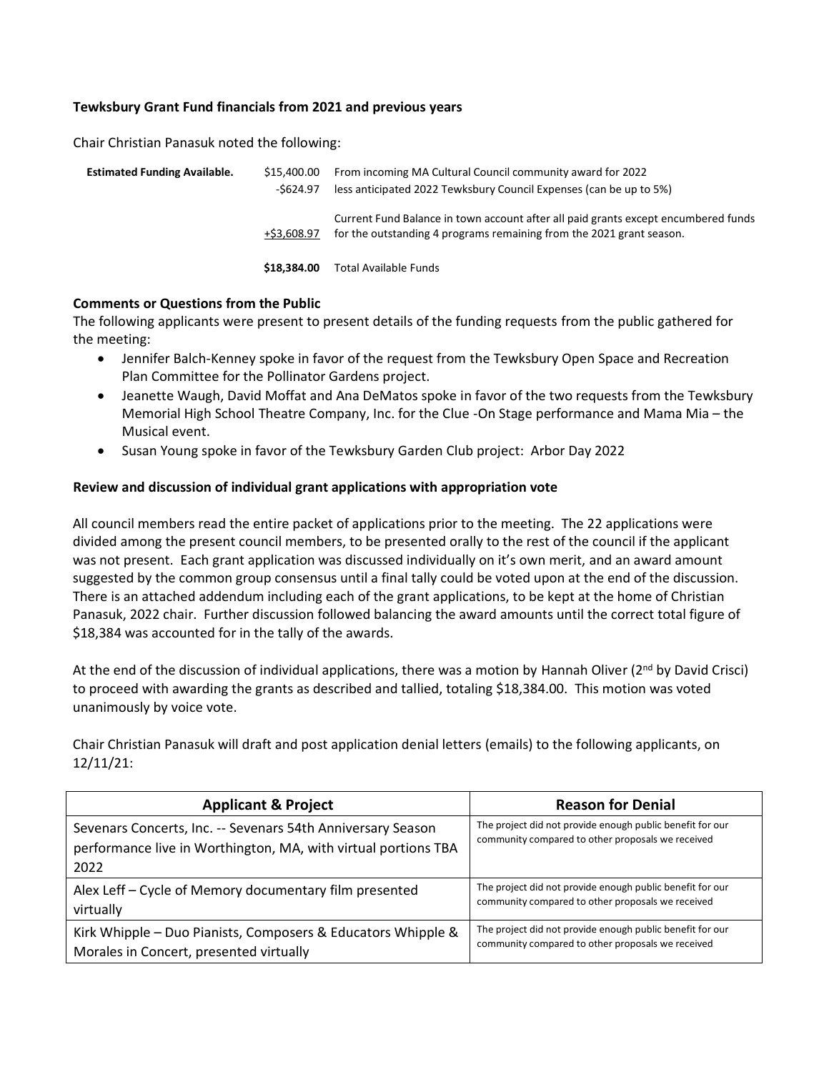**Tewksbury Grant Fund financials from 2021 and previous years**

Chair Christian Panasuk noted the following:

| | | |
|---|---|---|
| **Estimated Funding Available.** | $15,400.00 | From incoming MA Cultural Council community award for 2022 |
| | -$624.97 | less anticipated 2022 Tewksbury Council Expenses (can be up to 5%) |
| | +$3,608.97 | Current Fund Balance in town account after all paid grants except encumbered funds for the outstanding 4 programs remaining from the 2021 grant season. |
| | **$18,384.00** | Total Available Funds |

### Comments or Questions from the Public

The following applicants were present to present details of the funding requests from the public gathered for the meeting:

- Jennifer Balch-Kenney spoke in favor of the request from the Tewksbury Open Space and Recreation Plan Committee for the Pollinator Gardens project.
- Jeanette Waugh, David Moffat and Ana DeMatos spoke in favor of the two requests from the Tewksbury Memorial High School Theatre Company, Inc. for the Clue -On Stage performance and Mama Mia – the Musical event.
- Susan Young spoke in favor of the Tewksbury Garden Club project: Arbor Day 2022

### Review and discussion of individual grant applications with appropriation vote

All council members read the entire packet of applications prior to the meeting. The 22 applications were divided among the present council members, to be presented orally to the rest of the council if the applicant was not present. Each grant application was discussed individually on it's own merit, and an award amount suggested by the common group consensus until a final tally could be voted upon at the end of the discussion. There is an attached addendum including each of the grant applications, to be kept at the home of Christian Panasuk, 2022 chair. Further discussion followed balancing the award amounts until the correct total figure of $18,384 was accounted for in the tally of the awards.

At the end of the discussion of individual applications, there was a motion by Hannah Oliver (2nd by David Crisci) to proceed with awarding the grants as described and tallied, totaling $18,384.00. This motion was voted unanimously by voice vote.

Chair Christian Panasuk will draft and post application denial letters (emails) to the following applicants, on 12/11/21:

| Applicant & Project | Reason for Denial |
|---|---|
| Sevenars Concerts, Inc. -- Sevenars 54th Anniversary Season performance live in Worthington, MA, with virtual portions TBA 2022 | The project did not provide enough public benefit for our community compared to other proposals we received |
| Alex Leff – Cycle of Memory documentary film presented virtually | The project did not provide enough public benefit for our community compared to other proposals we received |
| Kirk Whipple – Duo Pianists, Composers & Educators Whipple & Morales in Concert, presented virtually | The project did not provide enough public benefit for our community compared to other proposals we received |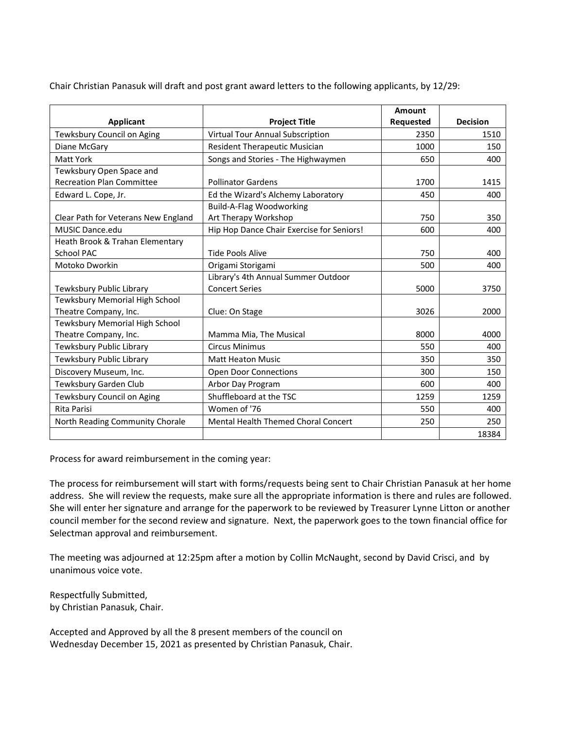Chair Christian Panasuk will draft and post grant award letters to the following applicants, by 12/29:

| Applicant | Project Title | Amount Requested | Decision |
|---|---|---|---|
| Tewksbury Council on Aging | Virtual Tour Annual Subscription | 2350 | 1510 |
| Diane McGary | Resident Therapeutic Musician | 1000 | 150 |
| Matt York | Songs and Stories - The Highwaymen | 650 | 400 |
| Tewksbury Open Space and Recreation Plan Committee | Pollinator Gardens | 1700 | 1415 |
| Edward L. Cope, Jr. | Ed the Wizard's Alchemy Laboratory | 450 | 400 |
| Clear Path for Veterans New England | Build-A-Flag Woodworking Art Therapy Workshop | 750 | 350 |
| MUSIC Dance.edu | Hip Hop Dance Chair Exercise for Seniors! | 600 | 400 |
| Heath Brook & Trahan Elementary School PAC | Tide Pools Alive | 750 | 400 |
| Motoko Dworkin | Origami Storigami | 500 | 400 |
| Tewksbury Public Library | Library's 4th Annual Summer Outdoor Concert Series | 5000 | 3750 |
| Tewksbury Memorial High School Theatre Company, Inc. | Clue: On Stage | 3026 | 2000 |
| Tewksbury Memorial High School Theatre Company, Inc. | Mamma Mia, The Musical | 8000 | 4000 |
| Tewksbury Public Library | Circus Minimus | 550 | 400 |
| Tewksbury Public Library | Matt Heaton Music | 350 | 350 |
| Discovery Museum, Inc. | Open Door Connections | 300 | 150 |
| Tewksbury Garden Club | Arbor Day Program | 600 | 400 |
| Tewksbury Council on Aging | Shuffleboard at the TSC | 1259 | 1259 |
| Rita Parisi | Women of '76 | 550 | 400 |
| North Reading Community Chorale | Mental Health Themed Choral Concert | 250 | 250 |
| | | | 18384 |

Process for award reimbursement in the coming year:

The process for reimbursement will start with forms/requests being sent to Chair Christian Panasuk at her home address. She will review the requests, make sure all the appropriate information is there and rules are followed. She will enter her signature and arrange for the paperwork to be reviewed by Treasurer Lynne Litton or another council member for the second review and signature. Next, the paperwork goes to the town financial office for Selectman approval and reimbursement.

The meeting was adjourned at 12:25pm after a motion by Collin McNaught, second by David Crisci, and by unanimous voice vote.

Respectfully Submitted,
by Christian Panasuk, Chair.

Accepted and Approved by all the 8 present members of the council on
Wednesday December 15, 2021 as presented by Christian Panasuk, Chair.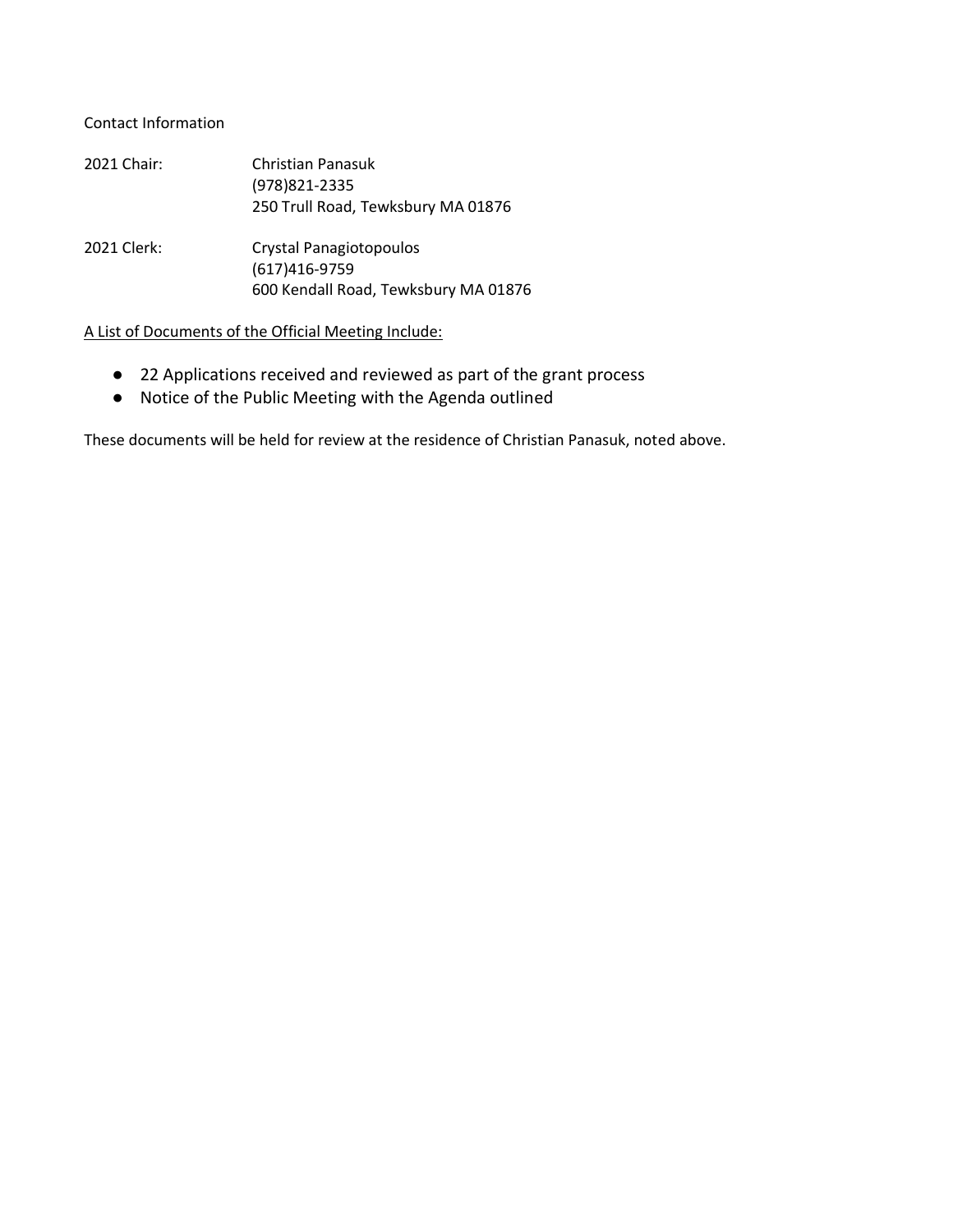Contact Information

| | |
|---|---|
| 2021 Chair: | Christian Panasuk<br>(978)821-2335<br>250 Trull Road, Tewksbury MA 01876 |
| 2021 Clerk: | Crystal Panagiotopoulos<br>(617)416-9759<br>600 Kendall Road, Tewksbury MA 01876 |

<u>A List of Documents of the Official Meeting Include:</u>

- 22 Applications received and reviewed as part of the grant process
- Notice of the Public Meeting with the Agenda outlined

These documents will be held for review at the residence of Christian Panasuk, noted above.